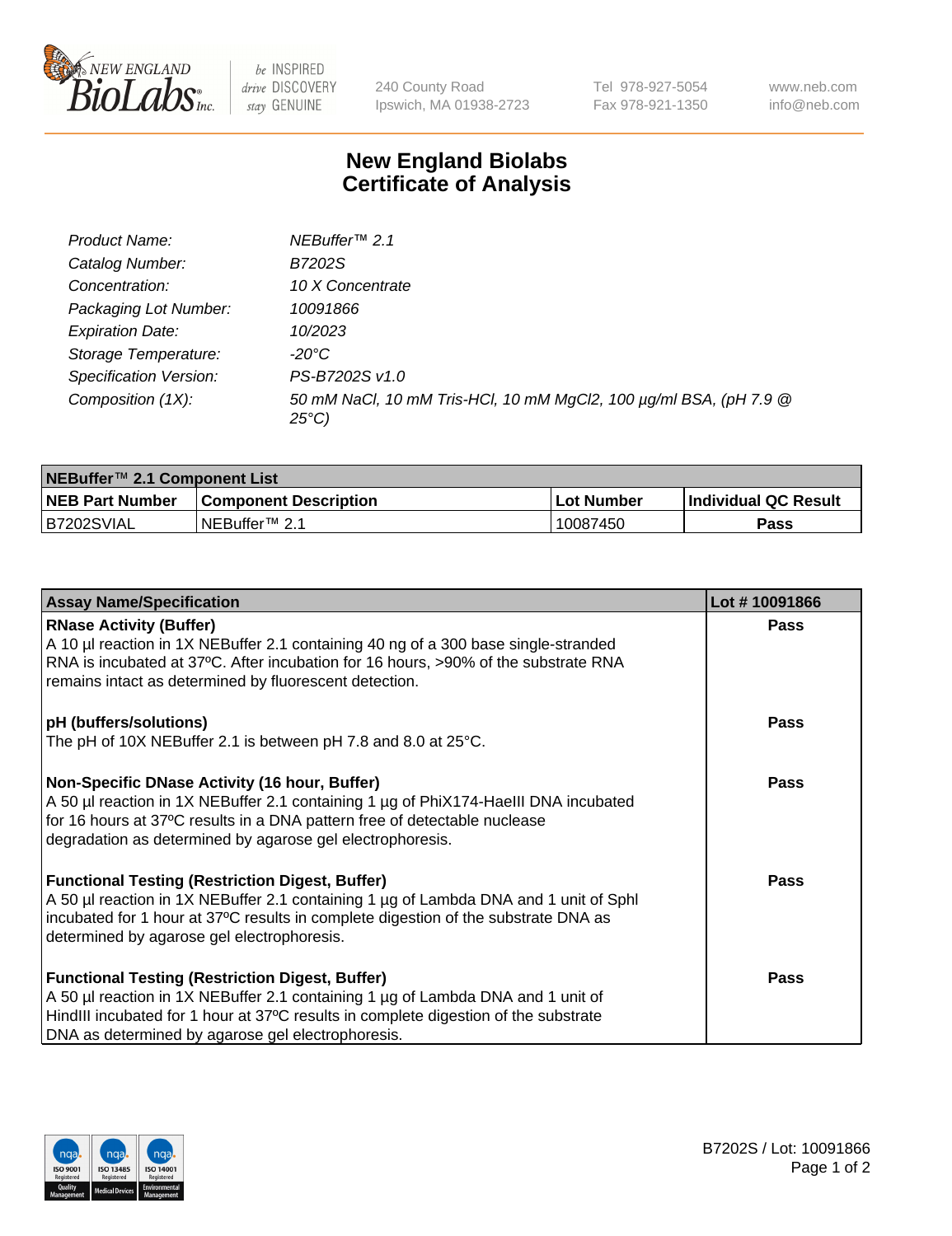240 County Road
Ipswich, MA 01938-2723

Tel 978-927-5054
Fax 978-921-1350

www.neb.com
info@neb.com

# New England Biolabs
# Certificate of Analysis

| | |
|---|---|
| *Product Name:* | *NEBuffer™ 2.1* |
| *Catalog Number:* | *B7202S* |
| *Concentration:* | *10 X Concentrate* |
| *Packaging Lot Number:* | *10091866* |
| *Expiration Date:* | *10/2023* |
| *Storage Temperature:* | *-20°C* |
| *Specification Version:* | *PS-B7202S v1.0* |
| *Composition (1X):* | *50 mM NaCl, 10 mM Tris-HCl, 10 mM MgCl2, 100 µg/ml BSA, (pH 7.9 @ 25°C)* |

| **NEBuffer™ 2.1 Component List** | | | |
|---|---|---|---|
| **NEB Part Number** | **Component Description** | **Lot Number** | **Individual QC Result** |
| B7202SVIAL | NEBuffer™ 2.1 | 10087450 | **Pass** |

| **Assay Name/Specification** | **Lot # 10091866** |
|---|---|
| **RNase Activity (Buffer)**<br>A 10 µl reaction in 1X NEBuffer 2.1 containing 40 ng of a 300 base single-stranded RNA is incubated at 37ºC. After incubation for 16 hours, >90% of the substrate RNA remains intact as determined by fluorescent detection. | **Pass** |
| **pH (buffers/solutions)**<br>The pH of 10X NEBuffer 2.1 is between pH 7.8 and 8.0 at 25°C. | **Pass** |
| **Non-Specific DNase Activity (16 hour, Buffer)**<br>A 50 µl reaction in 1X NEBuffer 2.1 containing 1 µg of PhiX174-HaeIII DNA incubated for 16 hours at 37ºC results in a DNA pattern free of detectable nuclease degradation as determined by agarose gel electrophoresis. | **Pass** |
| **Functional Testing (Restriction Digest, Buffer)**<br>A 50 µl reaction in 1X NEBuffer 2.1 containing 1 µg of Lambda DNA and 1 unit of SphI incubated for 1 hour at 37ºC results in complete digestion of the substrate DNA as determined by agarose gel electrophoresis. | **Pass** |
| **Functional Testing (Restriction Digest, Buffer)**<br>A 50 µl reaction in 1X NEBuffer 2.1 containing 1 µg of Lambda DNA and 1 unit of HindIII incubated for 1 hour at 37ºC results in complete digestion of the substrate DNA as determined by agarose gel electrophoresis. | **Pass** |

B7202S / Lot: 10091866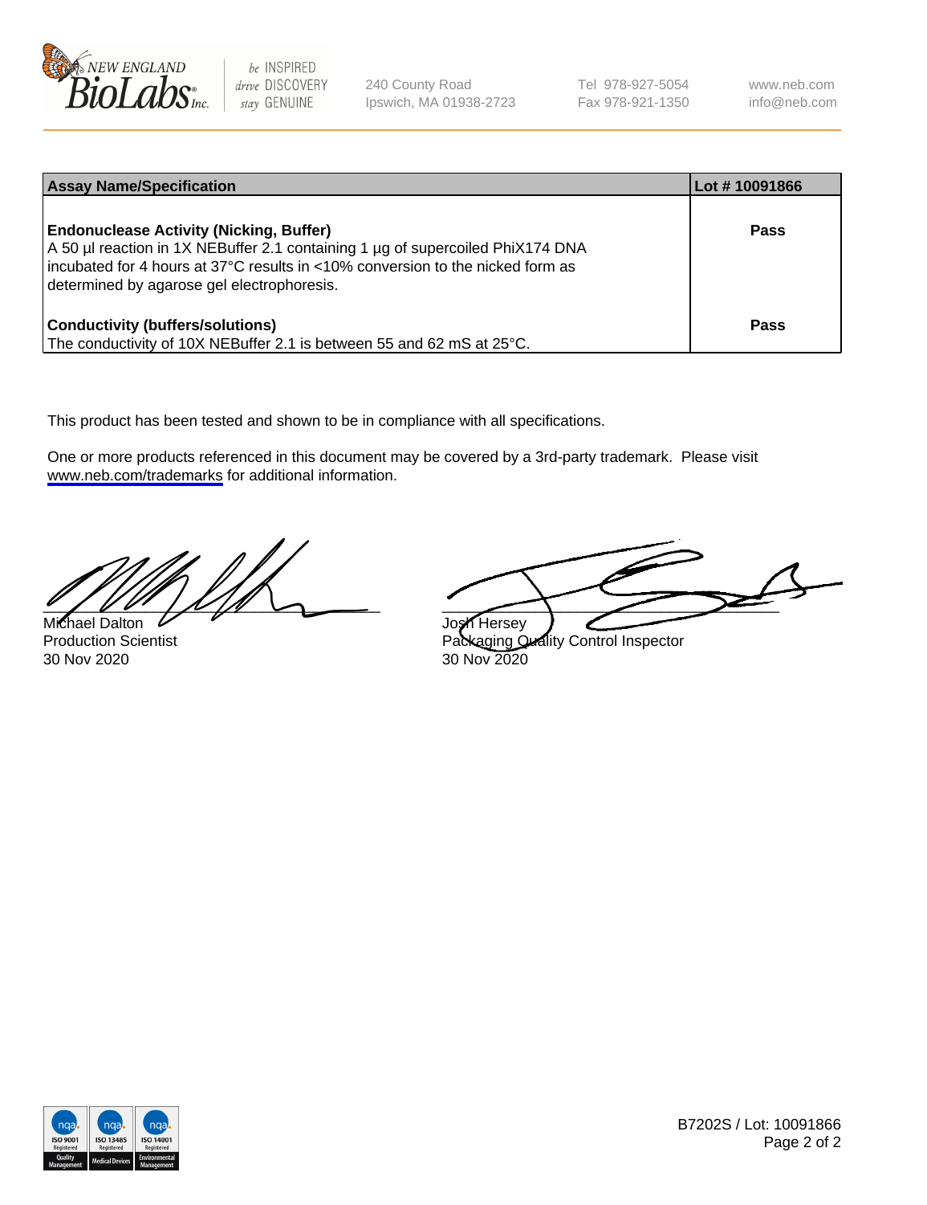| Assay Name/Specification | Lot # 10091866 |
|---|---|
| **Endonuclease Activity (Nicking, Buffer)**<br>A 50 µl reaction in 1X NEBuffer 2.1 containing 1 µg of supercoiled PhiX174 DNA incubated for 4 hours at 37°C results in <10% conversion to the nicked form as determined by agarose gel electrophoresis. | **Pass** |
| **Conductivity (buffers/solutions)**<br>The conductivity of 10X NEBuffer 2.1 is between 55 and 62 mS at 25°C. | **Pass** |

This product has been tested and shown to be in compliance with all specifications.

One or more products referenced in this document may be covered by a 3rd-party trademark. Please visit www.neb.com/trademarks for additional information.

Michael Dalton
Production Scientist
30 Nov 2020

Josh Hersey
Packaging Quality Control Inspector
30 Nov 2020

B7202S / Lot: 10091866